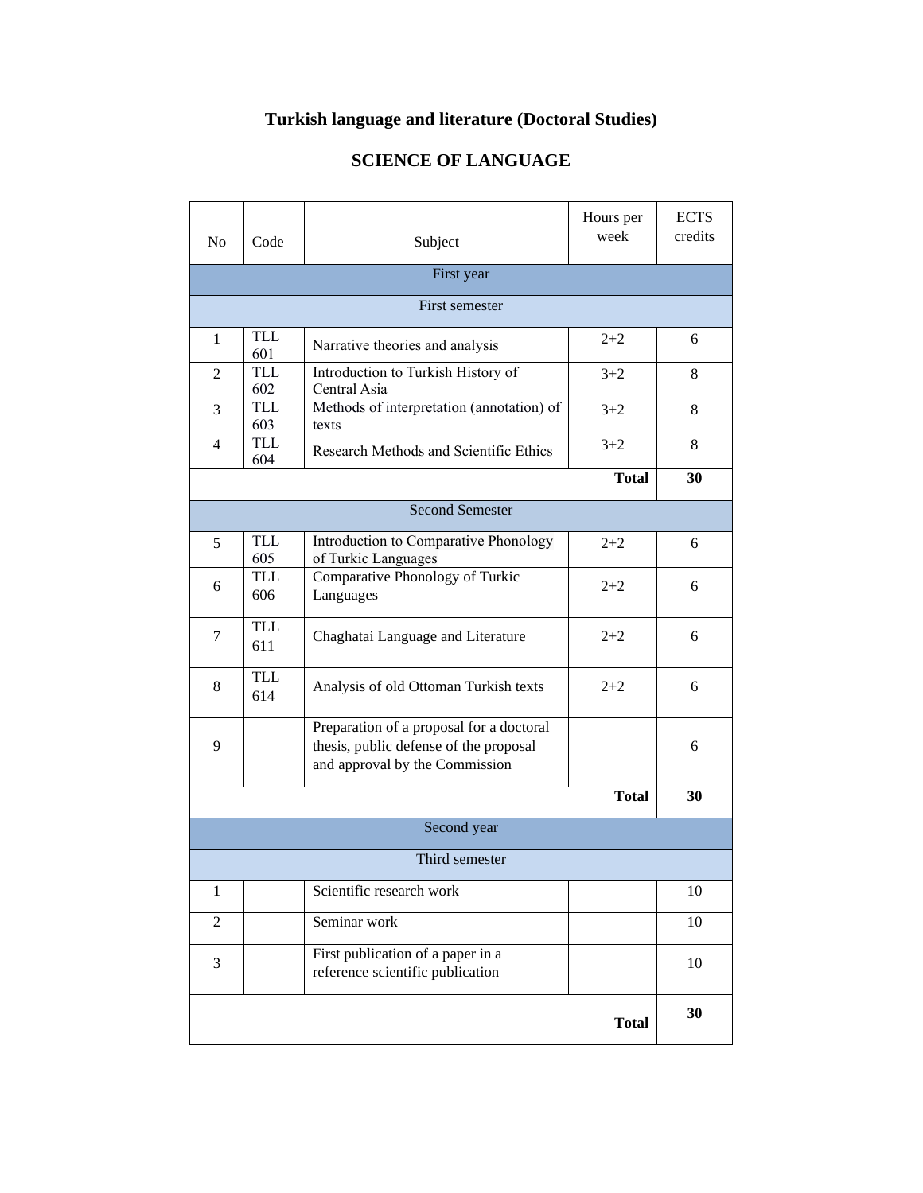# Turkish language and literature (Doctoral Studies)

## SCIENCE OF LANGUAGE

| No | Code | Subject | Hours per week | ECTS credits |
|---|---|---|---|---|
| First year | | | | |
| First semester | | | | |
| 1 | TLL 601 | Narrative theories and analysis | 2+2 | 6 |
| 2 | TLL 602 | Introduction to Turkish History of Central Asia | 3+2 | 8 |
| 3 | TLL 603 | Methods of interpretation (annotation) of texts | 3+2 | 8 |
| 4 | TLL 604 | Research Methods and Scientific Ethics | 3+2 | 8 |
| | | | **Total** | **30** |
| Second Semester | | | | |
| 5 | TLL 605 | Introduction to Comparative Phonology of Turkic Languages | 2+2 | 6 |
| 6 | TLL 606 | Comparative Phonology of Turkic Languages | 2+2 | 6 |
| 7 | TLL 611 | Chaghatai Language and Literature | 2+2 | 6 |
| 8 | TLL 614 | Analysis of old Ottoman Turkish texts | 2+2 | 6 |
| 9 | | Preparation of a proposal for a doctoral thesis, public defense of the proposal and approval by the Commission | | 6 |
| | | | **Total** | **30** |
| Second year | | | | |
| Third semester | | | | |
| 1 | | Scientific research work | | 10 |
| 2 | | Seminar work | | 10 |
| 3 | | First publication of a paper in a reference scientific publication | | 10 |
| | | | **Total** | **30** |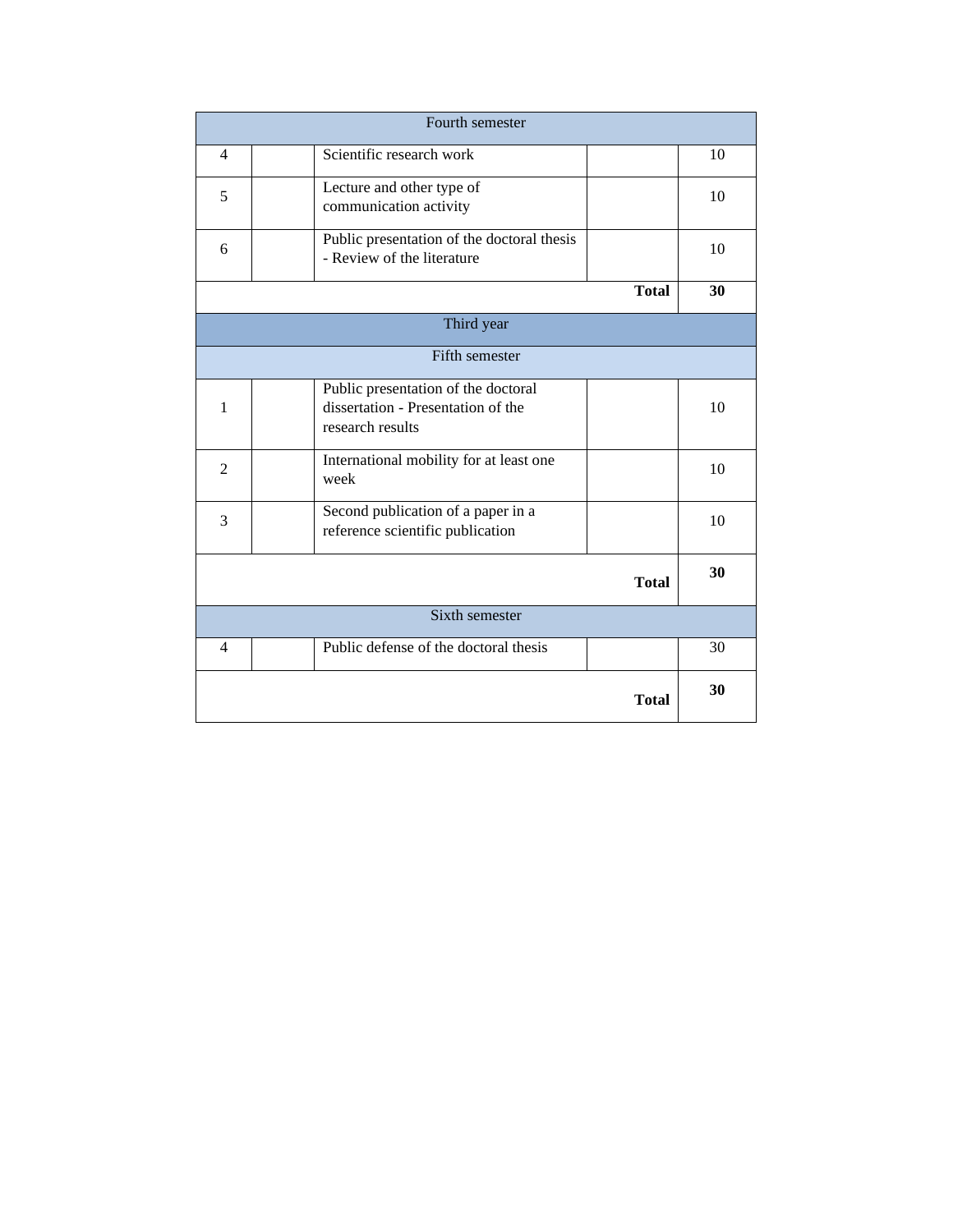| | | | | |
|---|---|---|---|---|
| Fourth semester | | | | |
| 4 | | Scientific research work | | 10 |
| 5 | | Lecture and other type of communication activity | | 10 |
| 6 | | Public presentation of the doctoral thesis - Review of the literature | | 10 |
| | | | **Total** | **30** |
| Third year | | | | |
| Fifth semester | | | | |
| 1 | | Public presentation of the doctoral dissertation - Presentation of the research results | | 10 |
| 2 | | International mobility for at least one week | | 10 |
| 3 | | Second publication of a paper in a reference scientific publication | | 10 |
| | | | **Total** | **30** |
| Sixth semester | | | | |
| 4 | | Public defense of the doctoral thesis | | 30 |
| | | | **Total** | **30** |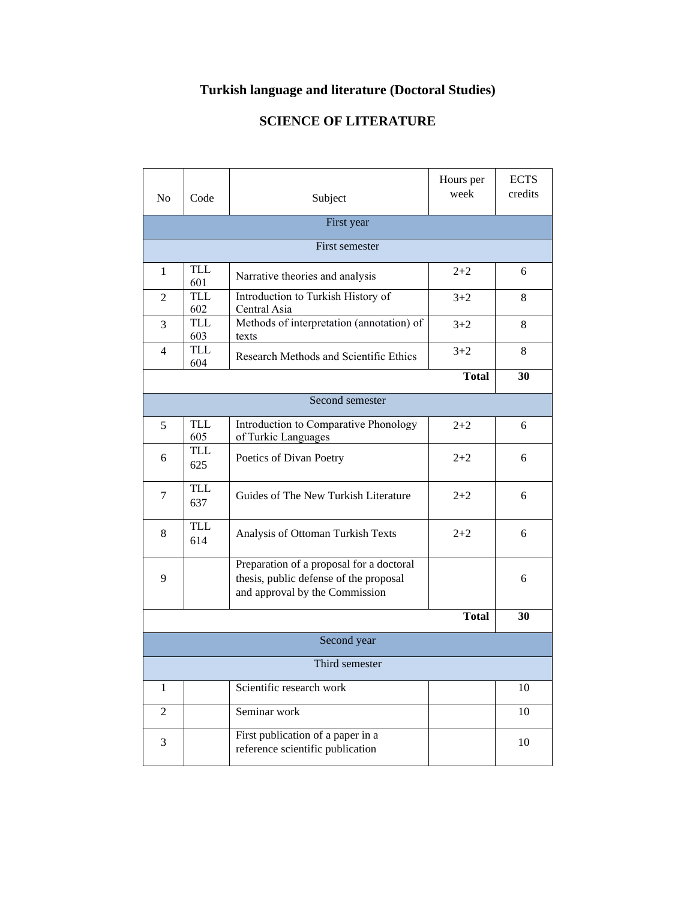# Turkish language and literature (Doctoral Studies)

## SCIENCE OF LITERATURE

| No | Code | Subject | Hours per week | ECTS credits |
|---|---|---|---|---|
| First year | | | | |
| First semester | | | | |
| 1 | TLL 601 | Narrative theories and analysis | 2+2 | 6 |
| 2 | TLL 602 | Introduction to Turkish History of Central Asia | 3+2 | 8 |
| 3 | TLL 603 | Methods of interpretation (annotation) of texts | 3+2 | 8 |
| 4 | TLL 604 | Research Methods and Scientific Ethics | 3+2 | 8 |
| | | | **Total** | **30** |
| Second semester | | | | |
| 5 | TLL 605 | Introduction to Comparative Phonology of Turkic Languages | 2+2 | 6 |
| 6 | TLL 625 | Poetics of Divan Poetry | 2+2 | 6 |
| 7 | TLL 637 | Guides of The New Turkish Literature | 2+2 | 6 |
| 8 | TLL 614 | Analysis of Ottoman Turkish Texts | 2+2 | 6 |
| 9 | | Preparation of a proposal for a doctoral thesis, public defense of the proposal and approval by the Commission | | 6 |
| | | | **Total** | **30** |
| Second year | | | | |
| Third semester | | | | |
| 1 | | Scientific research work | | 10 |
| 2 | | Seminar work | | 10 |
| 3 | | First publication of a paper in a reference scientific publication | | 10 |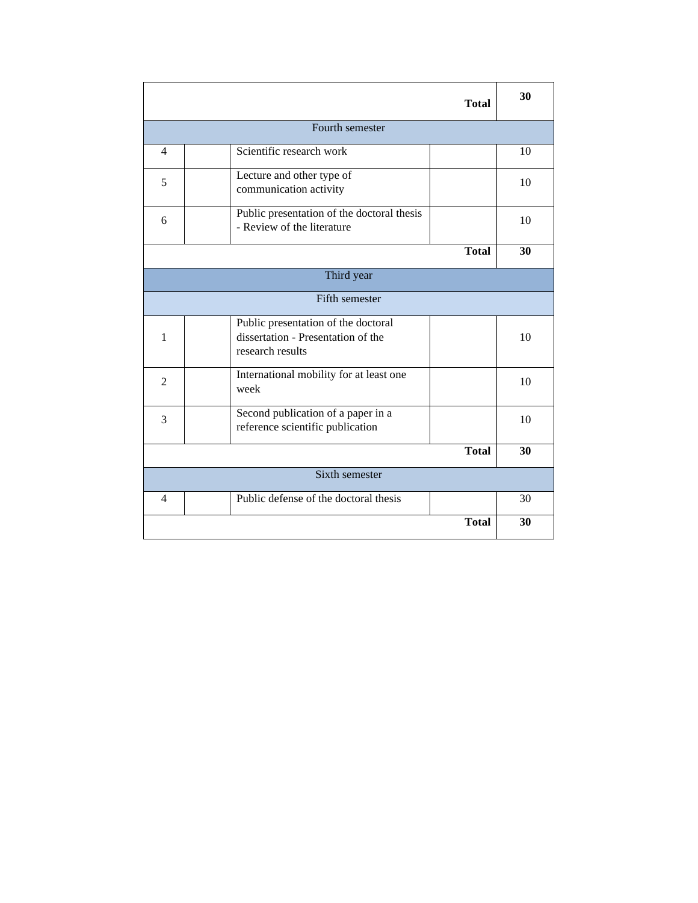| | | | | |
|---|---|---|---|---|
| | | | **Total** | **30** |
| Fourth semester | | | | |
| 4 | | Scientific research work | | 10 |
| 5 | | Lecture and other type of communication activity | | 10 |
| 6 | | Public presentation of the doctoral thesis - Review of the literature | | 10 |
| | | | **Total** | **30** |
| Third year | | | | |
| Fifth semester | | | | |
| 1 | | Public presentation of the doctoral dissertation - Presentation of the research results | | 10 |
| 2 | | International mobility for at least one week | | 10 |
| 3 | | Second publication of a paper in a reference scientific publication | | 10 |
| | | | **Total** | **30** |
| Sixth semester | | | | |
| 4 | | Public defense of the doctoral thesis | | 30 |
| | | | **Total** | **30** |